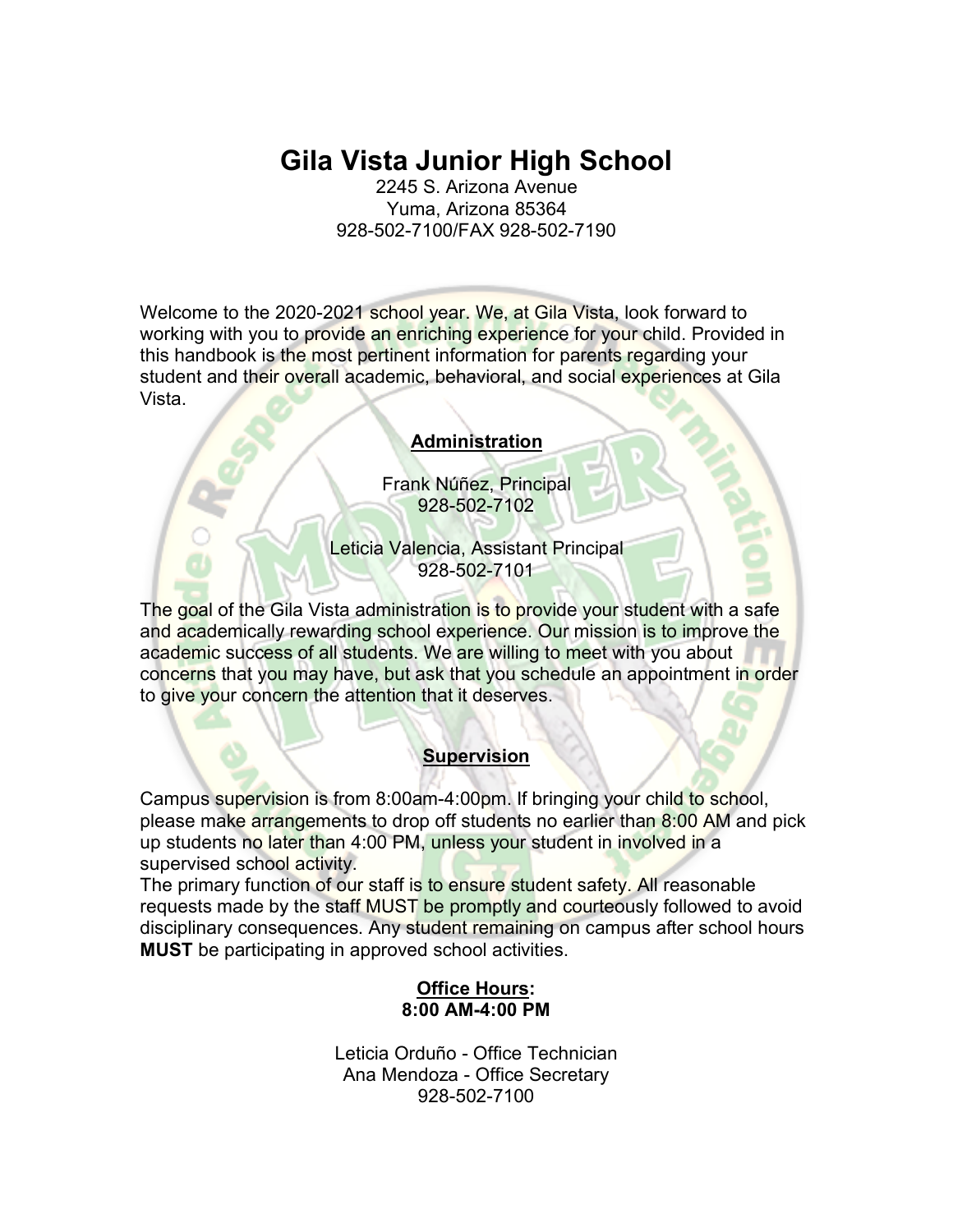# Gila Vista Junior High School

2245 S. Arizona Avenue
Yuma, Arizona 85364
928-502-7100/FAX 928-502-7190

Welcome to the 2020-2021 school year. We, at Gila Vista, look forward to working with you to provide an enriching experience for your child. Provided in this handbook is the most pertinent information for parents regarding your student and their overall academic, behavioral, and social experiences at Gila Vista.

## Administration

Frank Núñez, Principal
928-502-7102

Leticia Valencia, Assistant Principal
928-502-7101

The goal of the Gila Vista administration is to provide your student with a safe and academically rewarding school experience. Our mission is to improve the academic success of all students. We are willing to meet with you about concerns that you may have, but ask that you schedule an appointment in order to give your concern the attention that it deserves.

## Supervision

Campus supervision is from 8:00am-4:00pm. If bringing your child to school, please make arrangements to drop off students no earlier than 8:00 AM and pick up students no later than 4:00 PM, unless your student in involved in a supervised school activity.

The primary function of our staff is to ensure student safety. All reasonable requests made by the staff MUST be promptly and courteously followed to avoid disciplinary consequences. Any student remaining on campus after school hours **MUST** be participating in approved school activities.

## Office Hours:
**8:00 AM-4:00 PM**

Leticia Orduño - Office Technician
Ana Mendoza - Office Secretary
928-502-7100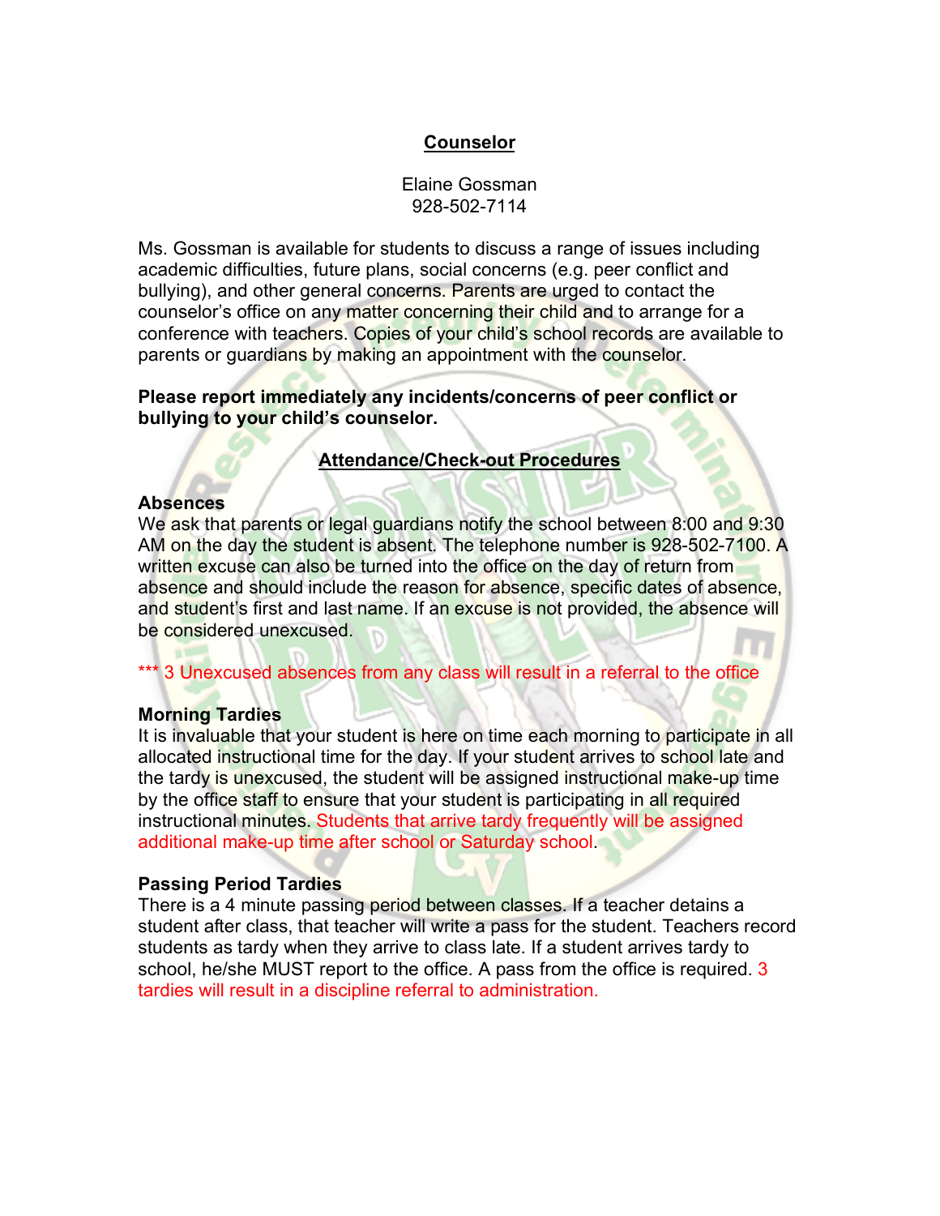## Counselor

Elaine Gossman
928-502-7114

Ms. Gossman is available for students to discuss a range of issues including academic difficulties, future plans, social concerns (e.g. peer conflict and bullying), and other general concerns. Parents are urged to contact the counselor's office on any matter concerning their child and to arrange for a conference with teachers. Copies of your child's school records are available to parents or guardians by making an appointment with the counselor.

**Please report immediately any incidents/concerns of peer conflict or bullying to your child's counselor.**

## Attendance/Check-out Procedures

### Absences

We ask that parents or legal guardians notify the school between 8:00 and 9:30 AM on the day the student is absent. The telephone number is 928-502-7100. A written excuse can also be turned into the office on the day of return from absence and should include the reason for absence, specific dates of absence, and student's first and last name. If an excuse is not provided, the absence will be considered unexcused.

*** 3 Unexcused absences from any class will result in a referral to the office

### Morning Tardies

It is invaluable that your student is here on time each morning to participate in all allocated instructional time for the day. If your student arrives to school late and the tardy is unexcused, the student will be assigned instructional make-up time by the office staff to ensure that your student is participating in all required instructional minutes. Students that arrive tardy frequently will be assigned additional make-up time after school or Saturday school.

### Passing Period Tardies

There is a 4 minute passing period between classes. If a teacher detains a student after class, that teacher will write a pass for the student. Teachers record students as tardy when they arrive to class late. If a student arrives tardy to school, he/she MUST report to the office. A pass from the office is required. 3 tardies will result in a discipline referral to administration.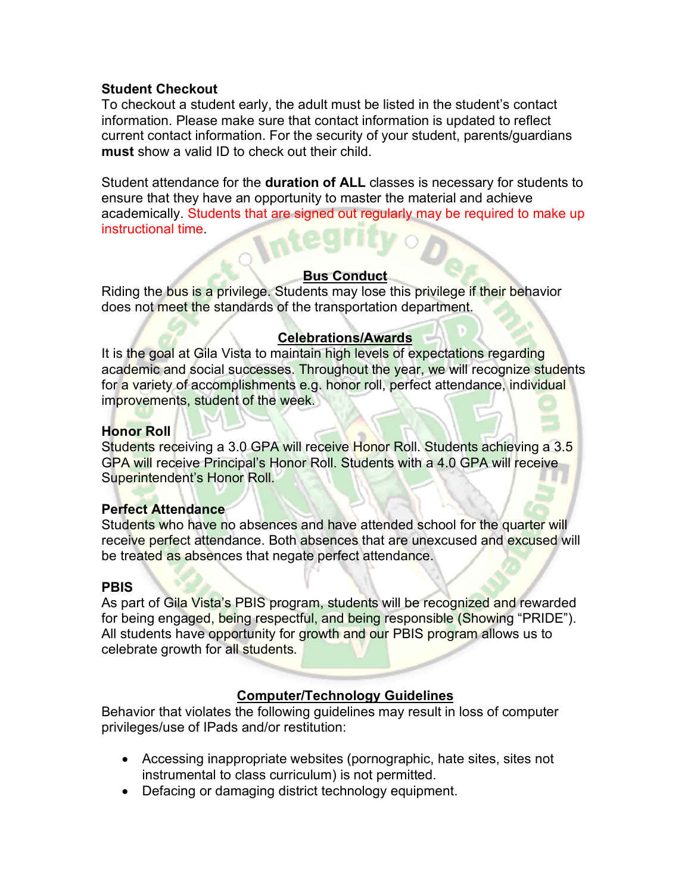**Student Checkout**

To checkout a student early, the adult must be listed in the student's contact information. Please make sure that contact information is updated to reflect current contact information. For the security of your student, parents/guardians **must** show a valid ID to check out their child.

Student attendance for the **duration of ALL** classes is necessary for students to ensure that they have an opportunity to master the material and achieve academically. Students that are signed out regularly may be required to make up instructional time.

## Bus Conduct

Riding the bus is a privilege. Students may lose this privilege if their behavior does not meet the standards of the transportation department.

## Celebrations/Awards

It is the goal at Gila Vista to maintain high levels of expectations regarding academic and social successes. Throughout the year, we will recognize students for a variety of accomplishments e.g. honor roll, perfect attendance, individual improvements, student of the week.

**Honor Roll**

Students receiving a 3.0 GPA will receive Honor Roll. Students achieving a 3.5 GPA will receive Principal's Honor Roll. Students with a 4.0 GPA will receive Superintendent's Honor Roll.

**Perfect Attendance**

Students who have no absences and have attended school for the quarter will receive perfect attendance. Both absences that are unexcused and excused will be treated as absences that negate perfect attendance.

**PBIS**

As part of Gila Vista's PBIS program, students will be recognized and rewarded for being engaged, being respectful, and being responsible (Showing "PRIDE"). All students have opportunity for growth and our PBIS program allows us to celebrate growth for all students.

## Computer/Technology Guidelines

Behavior that violates the following guidelines may result in loss of computer privileges/use of IPads and/or restitution:

- Accessing inappropriate websites (pornographic, hate sites, sites not instrumental to class curriculum) is not permitted.
- Defacing or damaging district technology equipment.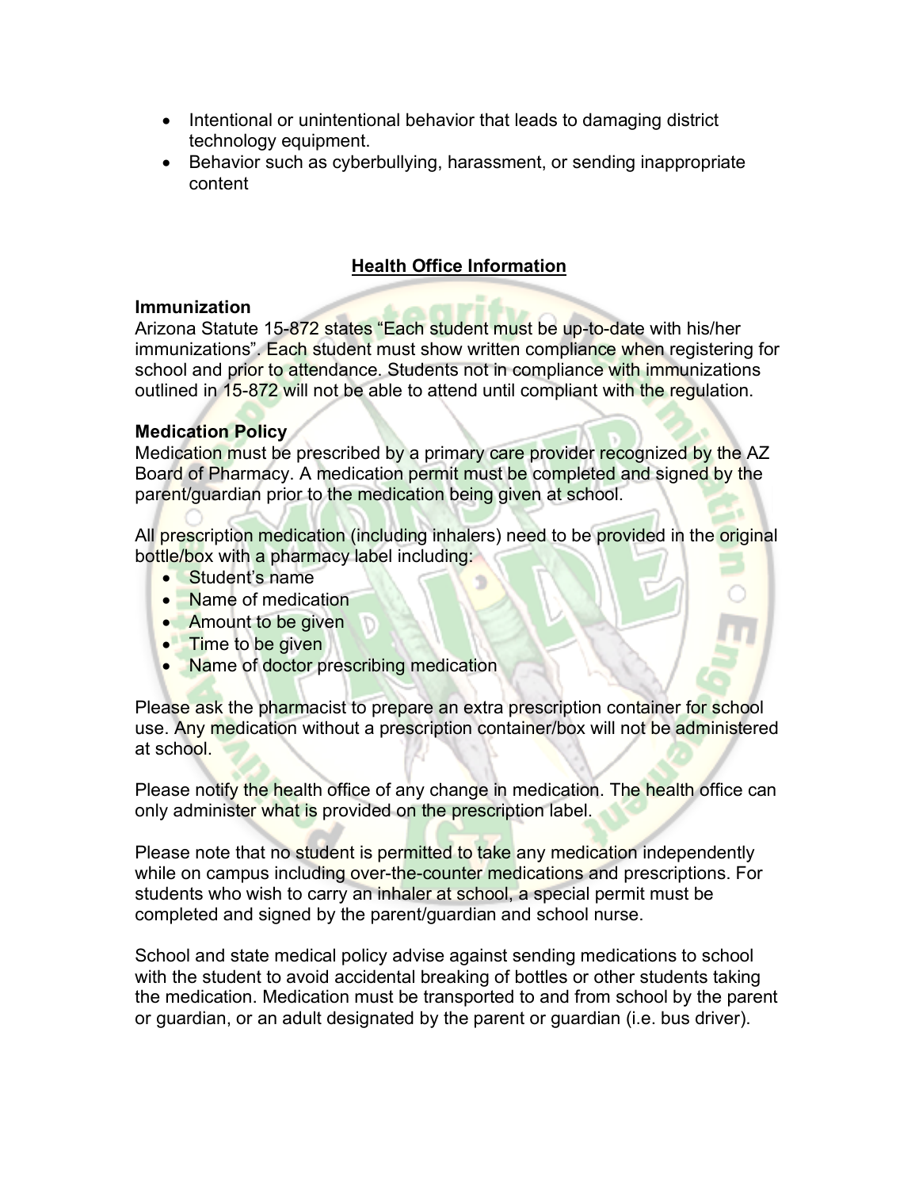- Intentional or unintentional behavior that leads to damaging district technology equipment.
- Behavior such as cyberbullying, harassment, or sending inappropriate content

## Health Office Information

### Immunization

Arizona Statute 15-872 states "Each student must be up-to-date with his/her immunizations". Each student must show written compliance when registering for school and prior to attendance. Students not in compliance with immunizations outlined in 15-872 will not be able to attend until compliant with the regulation.

### Medication Policy

Medication must be prescribed by a primary care provider recognized by the AZ Board of Pharmacy. A medication permit must be completed and signed by the parent/guardian prior to the medication being given at school.

All prescription medication (including inhalers) need to be provided in the original bottle/box with a pharmacy label including:

- Student's name
- Name of medication
- Amount to be given
- Time to be given
- Name of doctor prescribing medication

Please ask the pharmacist to prepare an extra prescription container for school use. Any medication without a prescription container/box will not be administered at school.

Please notify the health office of any change in medication. The health office can only administer what is provided on the prescription label.

Please note that no student is permitted to take any medication independently while on campus including over-the-counter medications and prescriptions. For students who wish to carry an inhaler at school, a special permit must be completed and signed by the parent/guardian and school nurse.

School and state medical policy advise against sending medications to school with the student to avoid accidental breaking of bottles or other students taking the medication. Medication must be transported to and from school by the parent or guardian, or an adult designated by the parent or guardian (i.e. bus driver).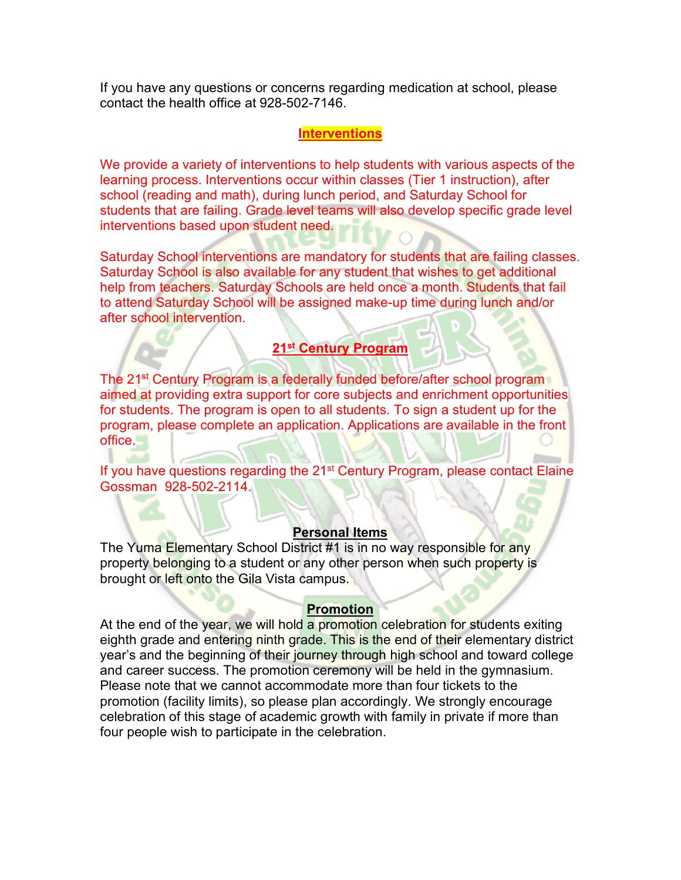If you have any questions or concerns regarding medication at school, please contact the health office at 928-502-7146.

## Interventions

We provide a variety of interventions to help students with various aspects of the learning process. Interventions occur within classes (Tier 1 instruction), after school (reading and math), during lunch period, and Saturday School for students that are failing. Grade level teams will also develop specific grade level interventions based upon student need.

Saturday School interventions are mandatory for students that are failing classes. Saturday School is also available for any student that wishes to get additional help from teachers. Saturday Schools are held once a month. Students that fail to attend Saturday School will be assigned make-up time during lunch and/or after school intervention.

## 21st Century Program

The 21st Century Program is a federally funded before/after school program aimed at providing extra support for core subjects and enrichment opportunities for students. The program is open to all students. To sign a student up for the program, please complete an application. Applications are available in the front office.

If you have questions regarding the 21st Century Program, please contact Elaine Gossman 928-502-2114.

## Personal Items

The Yuma Elementary School District #1 is in no way responsible for any property belonging to a student or any other person when such property is brought or left onto the Gila Vista campus.

## Promotion

At the end of the year, we will hold a promotion celebration for students exiting eighth grade and entering ninth grade. This is the end of their elementary district year's and the beginning of their journey through high school and toward college and career success. The promotion ceremony will be held in the gymnasium. Please note that we cannot accommodate more than four tickets to the promotion (facility limits), so please plan accordingly. We strongly encourage celebration of this stage of academic growth with family in private if more than four people wish to participate in the celebration.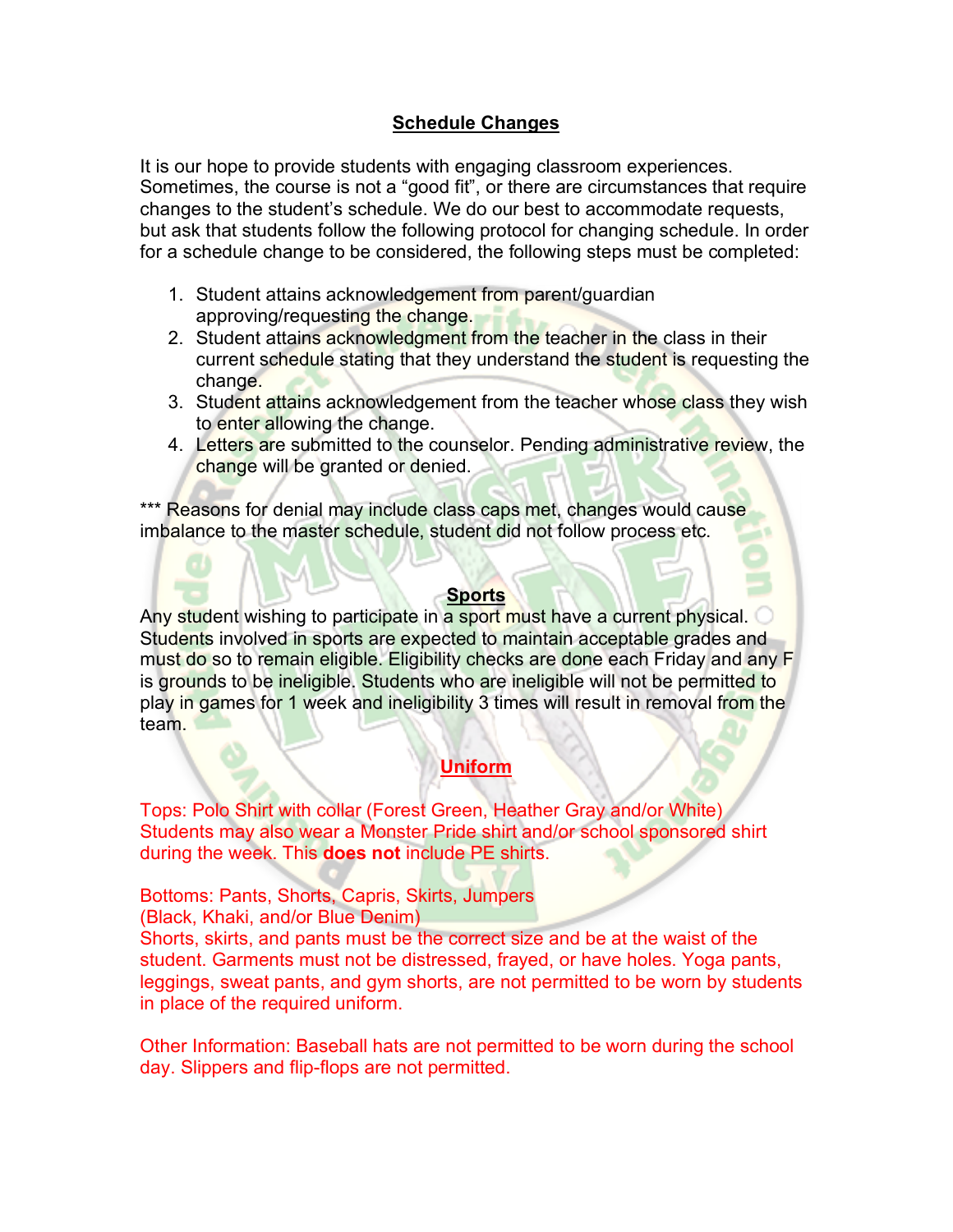## Schedule Changes

It is our hope to provide students with engaging classroom experiences. Sometimes, the course is not a "good fit", or there are circumstances that require changes to the student's schedule. We do our best to accommodate requests, but ask that students follow the following protocol for changing schedule. In order for a schedule change to be considered, the following steps must be completed:

1. Student attains acknowledgement from parent/guardian approving/requesting the change.
2. Student attains acknowledgment from the teacher in the class in their current schedule stating that they understand the student is requesting the change.
3. Student attains acknowledgement from the teacher whose class they wish to enter allowing the change.
4. Letters are submitted to the counselor. Pending administrative review, the change will be granted or denied.

*** Reasons for denial may include class caps met, changes would cause imbalance to the master schedule, student did not follow process etc.

## Sports

Any student wishing to participate in a sport must have a current physical. Students involved in sports are expected to maintain acceptable grades and must do so to remain eligible. Eligibility checks are done each Friday and any F is grounds to be ineligible. Students who are ineligible will not be permitted to play in games for 1 week and ineligibility 3 times will result in removal from the team.

## Uniform

Tops: Polo Shirt with collar (Forest Green, Heather Gray and/or White)
Students may also wear a Monster Pride shirt and/or school sponsored shirt during the week. This **does not** include PE shirts.

Bottoms: Pants, Shorts, Capris, Skirts, Jumpers
(Black, Khaki, and/or Blue Denim)
Shorts, skirts, and pants must be the correct size and be at the waist of the student. Garments must not be distressed, frayed, or have holes. Yoga pants, leggings, sweat pants, and gym shorts, are not permitted to be worn by students in place of the required uniform.

Other Information: Baseball hats are not permitted to be worn during the school day. Slippers and flip-flops are not permitted.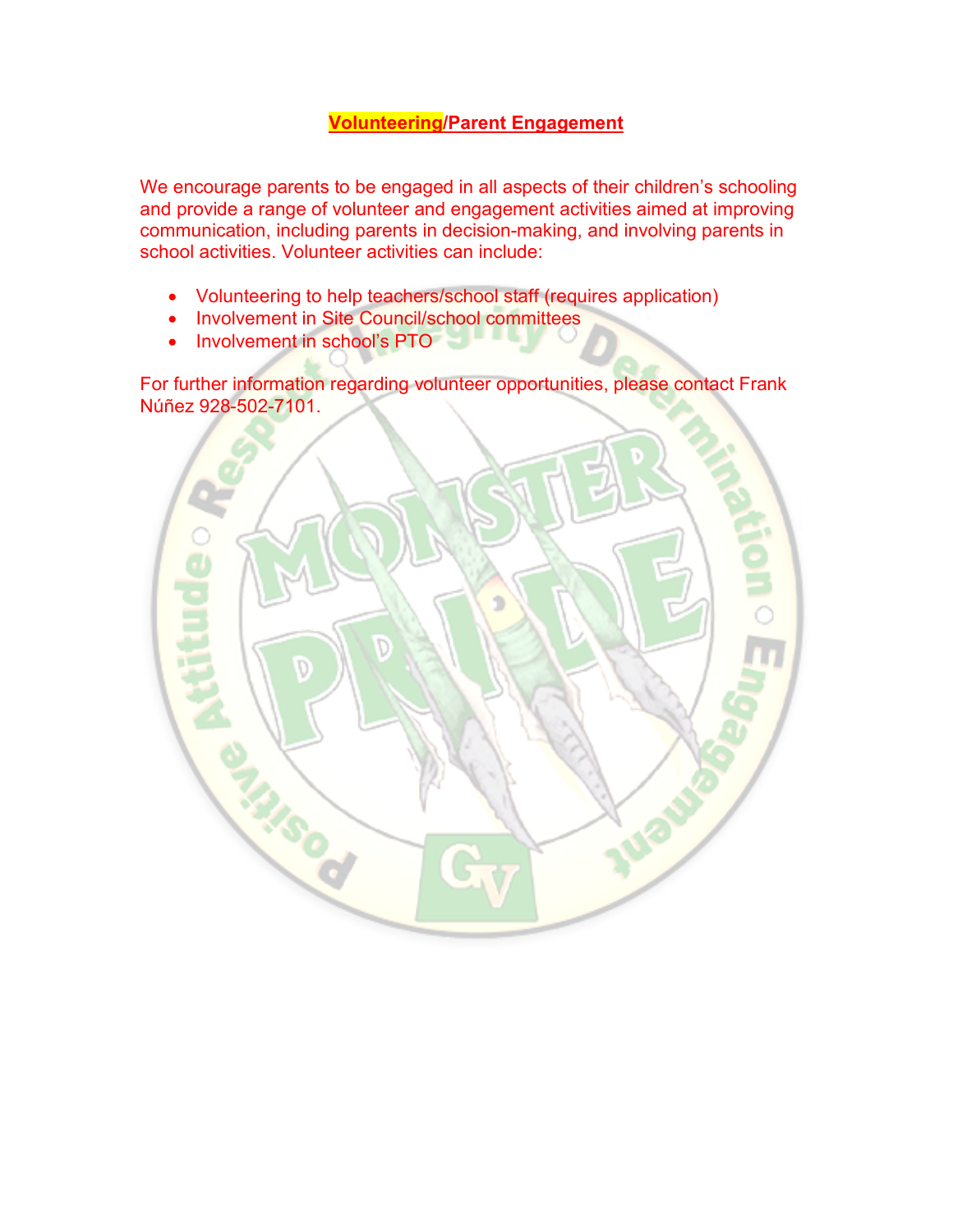## Volunteering/Parent Engagement

We encourage parents to be engaged in all aspects of their children's schooling and provide a range of volunteer and engagement activities aimed at improving communication, including parents in decision-making, and involving parents in school activities. Volunteer activities can include:

- Volunteering to help teachers/school staff (requires application)
- Involvement in Site Council/school committees
- Involvement in school's PTO

For further information regarding volunteer opportunities, please contact Frank Núñez 928-502-7101.